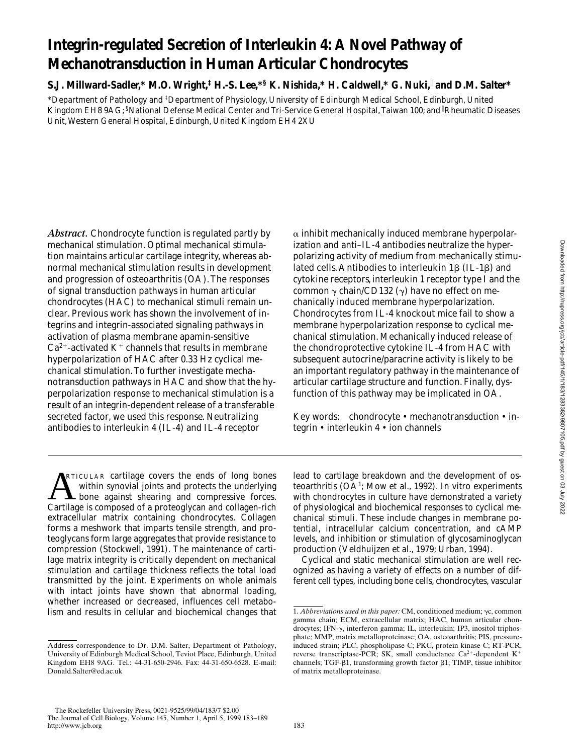# Integrin-regulated Secretion of Interleukin 4: A Novel Pathway of Mechanotransduction in Human Articular Chondrocytes

**S.J. Millward-Sadler,* M.O. Wright,‡ H.-S. Lee,*§ K. Nishida,* H. Caldwell,* G. Nuki,‖ and D.M. Salter***

*Department of Pathology and ‡Department of Physiology, University of Edinburgh Medical School, Edinburgh, United Kingdom EH8 9AG; §National Defense Medical Center and Tri-Service General Hospital, Taiwan 100; and ‖Rheumatic Diseases Unit, Western General Hospital, Edinburgh, United Kingdom EH4 2XU

***Abstract.*** Chondrocyte function is regulated partly by mechanical stimulation. Optimal mechanical stimulation maintains articular cartilage integrity, whereas abnormal mechanical stimulation results in development and progression of osteoarthritis (OA). The responses of signal transduction pathways in human articular chondrocytes (HAC) to mechanical stimuli remain unclear. Previous work has shown the involvement of integrins and integrin-associated signaling pathways in activation of plasma membrane apamin-sensitive $Ca^{2+}$-activated $K^+$ channels that results in membrane hyperpolarization of HAC after 0.33 Hz cyclical mechanical stimulation. To further investigate mechanotransduction pathways in HAC and show that the hyperpolarization response to mechanical stimulation is a result of an integrin-dependent release of a transferable secreted factor, we used this response. Neutralizing antibodies to interleukin 4 (IL-4) and IL-4 receptor $\alpha$ inhibit mechanically induced membrane hyperpolarization and anti–IL-4 antibodies neutralize the hyperpolarizing activity of medium from mechanically stimulated cells. Antibodies to interleukin 1$\beta$ (IL-1$\beta$) and cytokine receptors, interleukin 1 receptor type I and the common $\gamma$ chain/CD132 ($\gamma$) have no effect on mechanically induced membrane hyperpolarization. Chondrocytes from IL-4 knockout mice fail to show a membrane hyperpolarization response to cyclical mechanical stimulation. Mechanically induced release of the chondroprotective cytokine IL-4 from HAC with subsequent autocrine/paracrine activity is likely to be an important regulatory pathway in the maintenance of articular cartilage structure and function. Finally, dysfunction of this pathway may be implicated in OA.

Key words: chondrocyte • mechanotransduction • integrin • interleukin 4 • ion channels

Articular cartilage covers the ends of long bones within synovial joints and protects the underlying bone against shearing and compressive forces. Cartilage is composed of a proteoglycan and collagen-rich extracellular matrix containing chondrocytes. Collagen forms a meshwork that imparts tensile strength, and proteoglycans form large aggregates that provide resistance to compression (Stockwell, 1991). The maintenance of cartilage matrix integrity is critically dependent on mechanical stimulation and cartilage thickness reflects the total load transmitted by the joint. Experiments on whole animals with intact joints have shown that abnormal loading, whether increased or decreased, influences cell metabolism and results in cellular and biochemical changes that lead to cartilage breakdown and the development of osteoarthritis (OA[1]; Mow et al., 1992). In vitro experiments with chondrocytes in culture have demonstrated a variety of physiological and biochemical responses to cyclical mechanical stimuli. These include changes in membrane potential, intracellular calcium concentration, and cAMP levels, and inhibition or stimulation of glycosaminoglycan production (Veldhuijzen et al., 1979; Urban, 1994).

Cyclical and static mechanical stimulation are well recognized as having a variety of effects on a number of different cell types, including bone cells, chondrocytes, vascular

Address correspondence to Dr. D.M. Salter, Department of Pathology, University of Edinburgh Medical School, Teviot Place, Edinburgh, United Kingdom EH8 9AG. Tel.: 44-31-650-2946. Fax: 44-31-650-6528. E-mail: Donald.Salter@ed.ac.uk

1. *Abbreviations used in this paper:* CM, conditioned medium; $\gamma$c, common gamma chain; ECM, extracellular matrix; HAC, human articular chondrocytes; IFN-$\gamma$, interferon gamma; IL, interleukin; IP3, inositol triphosphate; MMP, matrix metalloproteinase; OA, osteoarthritis; PIS, pressure-induced strain; PLC, phospholipase C; PKC, protein kinase C; RT-PCR, reverse transcriptase-PCR; SK, small conductance $Ca^{2+}$-dependent $K^+$ channels; TGF-$\beta$1, transforming growth factor $\beta$1; TIMP, tissue inhibitor of matrix metalloproteinase.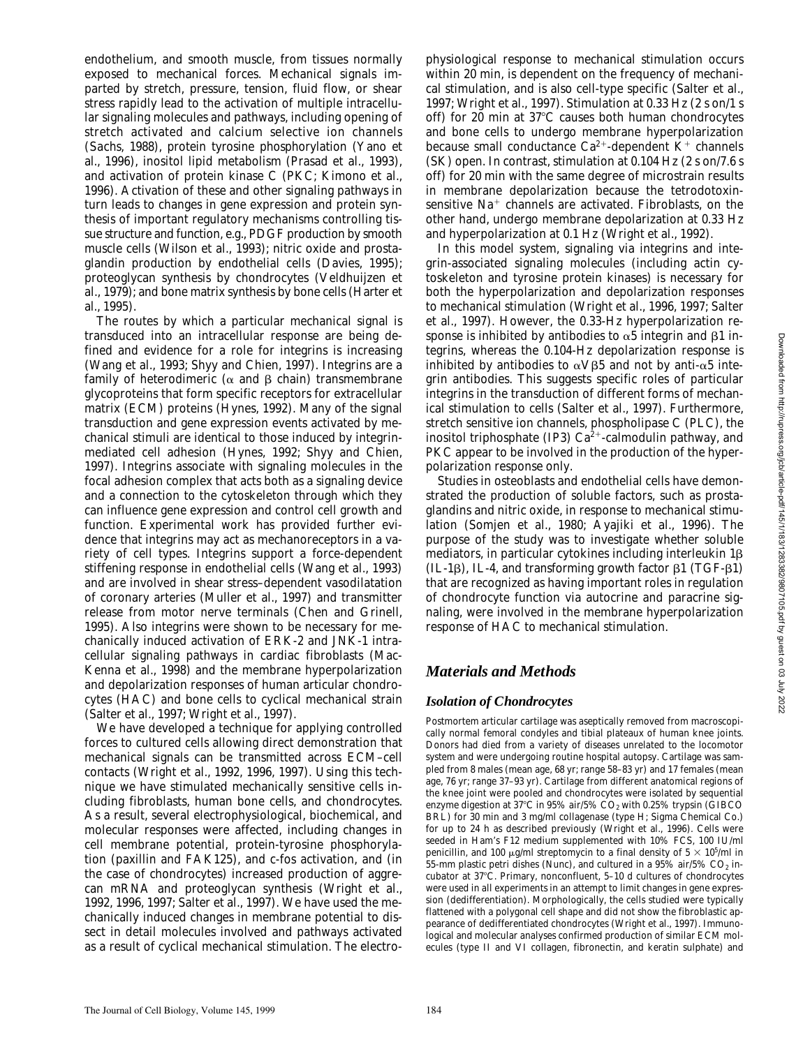endothelium, and smooth muscle, from tissues normally exposed to mechanical forces. Mechanical signals imparted by stretch, pressure, tension, fluid flow, or shear stress rapidly lead to the activation of multiple intracellular signaling molecules and pathways, including opening of stretch activated and calcium selective ion channels (Sachs, 1988), protein tyrosine phosphorylation (Yano et al., 1996), inositol lipid metabolism (Prasad et al., 1993), and activation of protein kinase C (PKC; Kimono et al., 1996). Activation of these and other signaling pathways in turn leads to changes in gene expression and protein synthesis of important regulatory mechanisms controlling tissue structure and function, e.g., PDGF production by smooth muscle cells (Wilson et al., 1993); nitric oxide and prostaglandin production by endothelial cells (Davies, 1995); proteoglycan synthesis by chondrocytes (Veldhuijzen et al., 1979); and bone matrix synthesis by bone cells (Harter et al., 1995).

The routes by which a particular mechanical signal is transduced into an intracellular response are being defined and evidence for a role for integrins is increasing (Wang et al., 1993; Shyy and Chien, 1997). Integrins are a family of heterodimeric ($\alpha$ and $\beta$ chain) transmembrane glycoproteins that form specific receptors for extracellular matrix (ECM) proteins (Hynes, 1992). Many of the signal transduction and gene expression events activated by mechanical stimuli are identical to those induced by integrin-mediated cell adhesion (Hynes, 1992; Shyy and Chien, 1997). Integrins associate with signaling molecules in the focal adhesion complex that acts both as a signaling device and a connection to the cytoskeleton through which they can influence gene expression and control cell growth and function. Experimental work has provided further evidence that integrins may act as mechanoreceptors in a variety of cell types. Integrins support a force-dependent stiffening response in endothelial cells (Wang et al., 1993) and are involved in shear stress–dependent vasodilatation of coronary arteries (Muller et al., 1997) and transmitter release from motor nerve terminals (Chen and Grinell, 1995). Also integrins were shown to be necessary for mechanically induced activation of ERK-2 and JNK-1 intracellular signaling pathways in cardiac fibroblasts (MacKenna et al., 1998) and the membrane hyperpolarization and depolarization responses of human articular chondrocytes (HAC) and bone cells to cyclical mechanical strain (Salter et al., 1997; Wright et al., 1997).

We have developed a technique for applying controlled forces to cultured cells allowing direct demonstration that mechanical signals can be transmitted across ECM–cell contacts (Wright et al., 1992, 1996, 1997). Using this technique we have stimulated mechanically sensitive cells including fibroblasts, human bone cells, and chondrocytes. As a result, several electrophysiological, biochemical, and molecular responses were affected, including changes in cell membrane potential, protein-tyrosine phosphorylation (paxillin and FAK125), and c-fos activation, and (in the case of chondrocytes) increased production of aggrecan mRNA and proteoglycan synthesis (Wright et al., 1992, 1996, 1997; Salter et al., 1997). We have used the mechanically induced changes in membrane potential to dissect in detail molecules involved and pathways activated as a result of cyclical mechanical stimulation. The electrophysiological response to mechanical stimulation occurs within 20 min, is dependent on the frequency of mechanical stimulation, and is also cell-type specific (Salter et al., 1997; Wright et al., 1997). Stimulation at 0.33 Hz (2 s on/1 s off) for 20 min at 37°C causes both human chondrocytes and bone cells to undergo membrane hyperpolarization because small conductance $Ca^{2+}$-dependent $K^+$ channels (SK) open. In contrast, stimulation at 0.104 Hz (2 s on/7.6 s off) for 20 min with the same degree of microstrain results in membrane depolarization because the tetrodotoxin-sensitive $Na^+$ channels are activated. Fibroblasts, on the other hand, undergo membrane depolarization at 0.33 Hz and hyperpolarization at 0.1 Hz (Wright et al., 1992).

In this model system, signaling via integrins and integrin-associated signaling molecules (including actin cytoskeleton and tyrosine protein kinases) is necessary for both the hyperpolarization and depolarization responses to mechanical stimulation (Wright et al., 1996, 1997; Salter et al., 1997). However, the 0.33-Hz hyperpolarization response is inhibited by antibodies to $\alpha5$ integrin and $\beta1$ integrins, whereas the 0.104-Hz depolarization response is inhibited by antibodies to $\alpha V\beta5$ and not by anti-$\alpha5$ integrin antibodies. This suggests specific roles of particular integrins in the transduction of different forms of mechanical stimulation to cells (Salter et al., 1997). Furthermore, stretch sensitive ion channels, phospholipase C (PLC), the inositol triphosphate (IP3) $Ca^{2+}$-calmodulin pathway, and PKC appear to be involved in the production of the hyperpolarization response only.

Studies in osteoblasts and endothelial cells have demonstrated the production of soluble factors, such as prostaglandins and nitric oxide, in response to mechanical stimulation (Somjen et al., 1980; Ayajiki et al., 1996). The purpose of the study was to investigate whether soluble mediators, in particular cytokines including interleukin $1\beta$ (IL-$1\beta$), IL-4, and transforming growth factor $\beta1$ (TGF-$\beta1$) that are recognized as having important roles in regulation of chondrocyte function via autocrine and paracrine signaling, were involved in the membrane hyperpolarization response of HAC to mechanical stimulation.

## *Materials and Methods*

### *Isolation of Chondrocytes*

Postmortem articular cartilage was aseptically removed from macroscopically normal femoral condyles and tibial plateaux of human knee joints. Donors had died from a variety of diseases unrelated to the locomotor system and were undergoing routine hospital autopsy. Cartilage was sampled from 8 males (mean age, 68 yr; range 58–83 yr) and 17 females (mean age, 76 yr; range 37–93 yr). Cartilage from different anatomical regions of the knee joint were pooled and chondrocytes were isolated by sequential enzyme digestion at 37°C in 95% air/5% $CO_2$ with 0.25% trypsin (GIBCO BRL) for 30 min and 3 mg/ml collagenase (type H; Sigma Chemical Co.) for up to 24 h as described previously (Wright et al., 1996). Cells were seeded in Ham's F12 medium supplemented with 10% FCS, 100 IU/ml penicillin, and 100 μg/ml streptomycin to a final density of $5 \times 10^5$/ml in 55-mm plastic petri dishes (Nunc), and cultured in a 95% air/5% $CO_2$ incubator at 37°C. Primary, nonconfluent, 5–10 d cultures of chondrocytes were used in all experiments in an attempt to limit changes in gene expression (dedifferentiation). Morphologically, the cells studied were typically flattened with a polygonal cell shape and did not show the fibroblastic appearance of dedifferentiated chondrocytes (Wright et al., 1997). Immunological and molecular analyses confirmed production of similar ECM molecules (type II and VI collagen, fibronectin, and keratin sulphate) and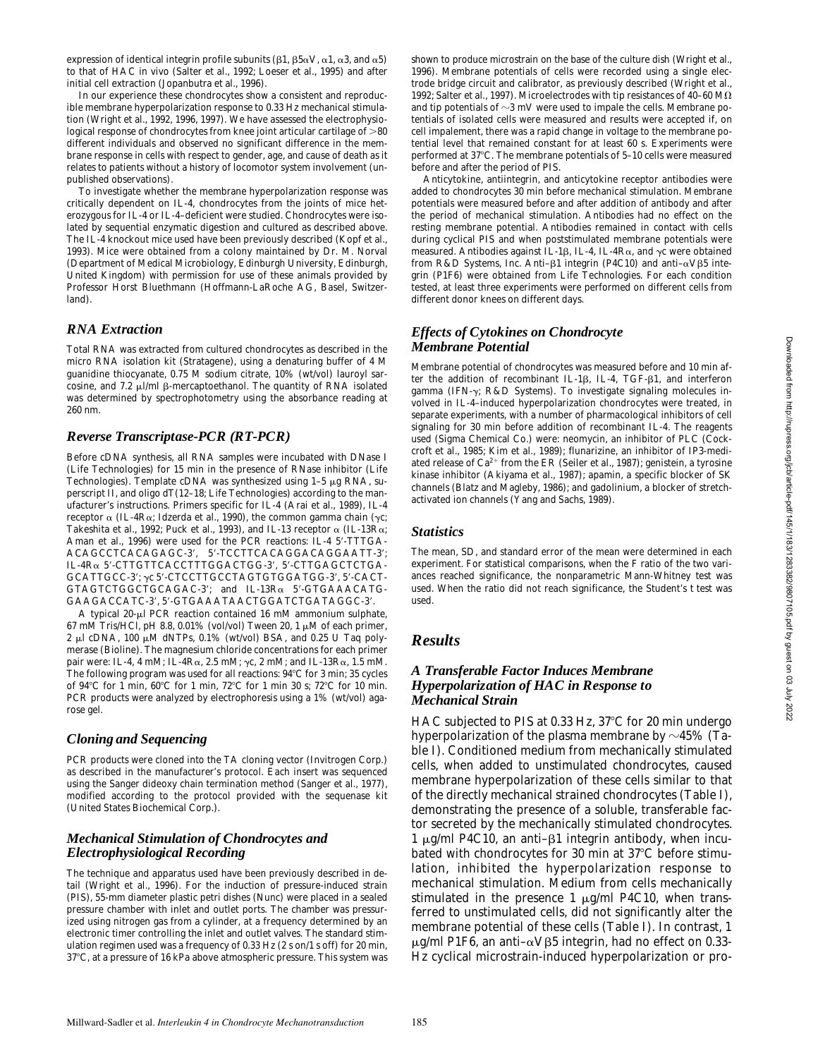expression of identical integrin profile subunits (β1, β5αV, α1, α3, and α5) to that of HAC in vivo (Salter et al., 1992; Loeser et al., 1995) and after initial cell extraction (Jopanbutra et al., 1996).

In our experience these chondrocytes show a consistent and reproducible membrane hyperpolarization response to 0.33 Hz mechanical stimulation (Wright et al., 1992, 1996, 1997). We have assessed the electrophysiological response of chondrocytes from knee joint articular cartilage of >80 different individuals and observed no significant difference in the membrane response in cells with respect to gender, age, and cause of death as it relates to patients without a history of locomotor system involvement (unpublished observations).

To investigate whether the membrane hyperpolarization response was critically dependent on IL-4, chondrocytes from the joints of mice heterozygous for IL-4 or IL-4–deficient were studied. Chondrocytes were isolated by sequential enzymatic digestion and cultured as described above. The IL-4 knockout mice used have been previously described (Kopf et al., 1993). Mice were obtained from a colony maintained by Dr. M. Norval (Department of Medical Microbiology, Edinburgh University, Edinburgh, United Kingdom) with permission for use of these animals provided by Professor Horst Bluethmann (Hoffmann-LaRoche AG, Basel, Switzerland).

## RNA Extraction

Total RNA was extracted from cultured chondrocytes as described in the micro RNA isolation kit (Stratagene), using a denaturing buffer of 4 M guanidine thiocyanate, 0.75 M sodium citrate, 10% (wt/vol) lauroyl sarcosine, and 7.2 μl/ml β-mercaptoethanol. The quantity of RNA isolated was determined by spectrophotometry using the absorbance reading at 260 nm.

## Reverse Transcriptase-PCR (RT-PCR)

Before cDNA synthesis, all RNA samples were incubated with DNase I (Life Technologies) for 15 min in the presence of RNase inhibitor (Life Technologies). Template cDNA was synthesized using 1–5 μg RNA, superscript II, and oligo dT(12–18; Life Technologies) according to the manufacturer's instructions. Primers specific for IL-4 (Arai et al., 1989), IL-4 receptor α (IL-4Rα; Idzerda et al., 1990), the common gamma chain (γc; Takeshita et al., 1992; Puck et al., 1993), and IL-13 receptor α (IL-13Rα; Aman et al., 1996) were used for the PCR reactions: IL-4 5′-TTTGA-ACAGCCTCACAGAGC-3′, 5′-TCCTTCACAGGACAGGAATT-3′; IL-4Rα 5′-CTTGTTCACCTTTGGACTGG-3′, 5′-CTTGAGCTCTGA-GCATTGCC-3′; γc 5′-CTCCTTGCCTAGTGTGGATGG-3′, 5′-CACT-GTAGTCTGGCTGCAGAC-3′; and IL-13Rα 5′-GTGAAACATG-GAAGACCATC-3′, 5′-GTGAAATAACTGGATCTGATAGGC-3′.

A typical 20-μl PCR reaction contained 16 mM ammonium sulphate, 67 mM Tris/HCl, pH 8.8, 0.01% (vol/vol) Tween 20, 1 μM of each primer, 2 μl cDNA, 100 μM dNTPs, 0.1% (wt/vol) BSA, and 0.25 U Taq polymerase (Bioline). The magnesium chloride concentrations for each primer pair were: IL-4, 4 mM; IL-4Rα, 2.5 mM; γc, 2 mM; and IL-13Rα, 1.5 mM. The following program was used for all reactions: 94°C for 3 min; 35 cycles of 94°C for 1 min, 60°C for 1 min, 72°C for 1 min 30 s; 72°C for 10 min. PCR products were analyzed by electrophoresis using a 1% (wt/vol) agarose gel.

## Cloning and Sequencing

PCR products were cloned into the TA cloning vector (Invitrogen Corp.) as described in the manufacturer's protocol. Each insert was sequenced using the Sanger dideoxy chain termination method (Sanger et al., 1977), modified according to the protocol provided with the sequenase kit (United States Biochemical Corp.).

## Mechanical Stimulation of Chondrocytes and Electrophysiological Recording

The technique and apparatus used have been previously described in detail (Wright et al., 1996). For the induction of pressure-induced strain (PIS), 55-mm diameter plastic petri dishes (Nunc) were placed in a sealed pressure chamber with inlet and outlet ports. The chamber was pressurized using nitrogen gas from a cylinder, at a frequency determined by an electronic timer controlling the inlet and outlet valves. The standard stimulation regimen used was a frequency of 0.33 Hz (2 s on/1 s off) for 20 min, 37°C, at a pressure of 16 kPa above atmospheric pressure. This system was shown to produce microstrain on the base of the culture dish (Wright et al., 1996). Membrane potentials of cells were recorded using a single electrode bridge circuit and calibrator, as previously described (Wright et al., 1992; Salter et al., 1997). Microelectrodes with tip resistances of 40–60 MΩ and tip potentials of ~3 mV were used to impale the cells. Membrane potentials of isolated cells were measured and results were accepted if, on cell impalement, there was a rapid change in voltage to the membrane potential level that remained constant for at least 60 s. Experiments were performed at 37°C. The membrane potentials of 5–10 cells were measured before and after the period of PIS.

Anticytokine, antiintegrin, and anticytokine receptor antibodies were added to chondrocytes 30 min before mechanical stimulation. Membrane potentials were measured before and after addition of antibody and after the period of mechanical stimulation. Antibodies had no effect on the resting membrane potential. Antibodies remained in contact with cells during cyclical PIS and when poststimulated membrane potentials were measured. Antibodies against IL-1β, IL-4, IL-4Rα, and γc were obtained from R&D Systems, Inc. Anti–β1 integrin (P4C10) and anti–αVβ5 integrin (P1F6) were obtained from Life Technologies. For each condition tested, at least three experiments were performed on different cells from different donor knees on different days.

## Effects of Cytokines on Chondrocyte Membrane Potential

Membrane potential of chondrocytes was measured before and 10 min after the addition of recombinant IL-1β, IL-4, TGF-β1, and interferon gamma (IFN-γ; R&D Systems). To investigate signaling molecules involved in IL-4–induced hyperpolarization chondrocytes were treated, in separate experiments, with a number of pharmacological inhibitors of cell signaling for 30 min before addition of recombinant IL-4. The reagents used (Sigma Chemical Co.) were: neomycin, an inhibitor of PLC (Cockcroft et al., 1985; Kim et al., 1989); flunarizine, an inhibitor of IP3-mediated release of $Ca^{2+}$ from the ER (Seiler et al., 1987); genistein, a tyrosine kinase inhibitor (Akiyama et al., 1987); apamin, a specific blocker of SK channels (Blatz and Magleby, 1986); and gadolinium, a blocker of stretch-activated ion channels (Yang and Sachs, 1989).

## Statistics

The mean, SD, and standard error of the mean were determined in each experiment. For statistical comparisons, when the F ratio of the two variances reached significance, the nonparametric Mann-Whitney test was used. When the ratio did not reach significance, the Student's t test was used.

# Results

## A Transferable Factor Induces Membrane Hyperpolarization of HAC in Response to Mechanical Strain

HAC subjected to PIS at 0.33 Hz, 37°C for 20 min undergo hyperpolarization of the plasma membrane by ~45% (Table I). Conditioned medium from mechanically stimulated cells, when added to unstimulated chondrocytes, caused membrane hyperpolarization of these cells similar to that of the directly mechanical strained chondrocytes (Table I), demonstrating the presence of a soluble, transferable factor secreted by the mechanically stimulated chondrocytes. 1 μg/ml P4C10, an anti–β1 integrin antibody, when incubated with chondrocytes for 30 min at 37°C before stimulation, inhibited the hyperpolarization response to mechanical stimulation. Medium from cells mechanically stimulated in the presence 1 μg/ml P4C10, when transferred to unstimulated cells, did not significantly alter the membrane potential of these cells (Table I). In contrast, 1 μg/ml P1F6, an anti–αVβ5 integrin, had no effect on 0.33-Hz cyclical microstrain-induced hyperpolarization or pro-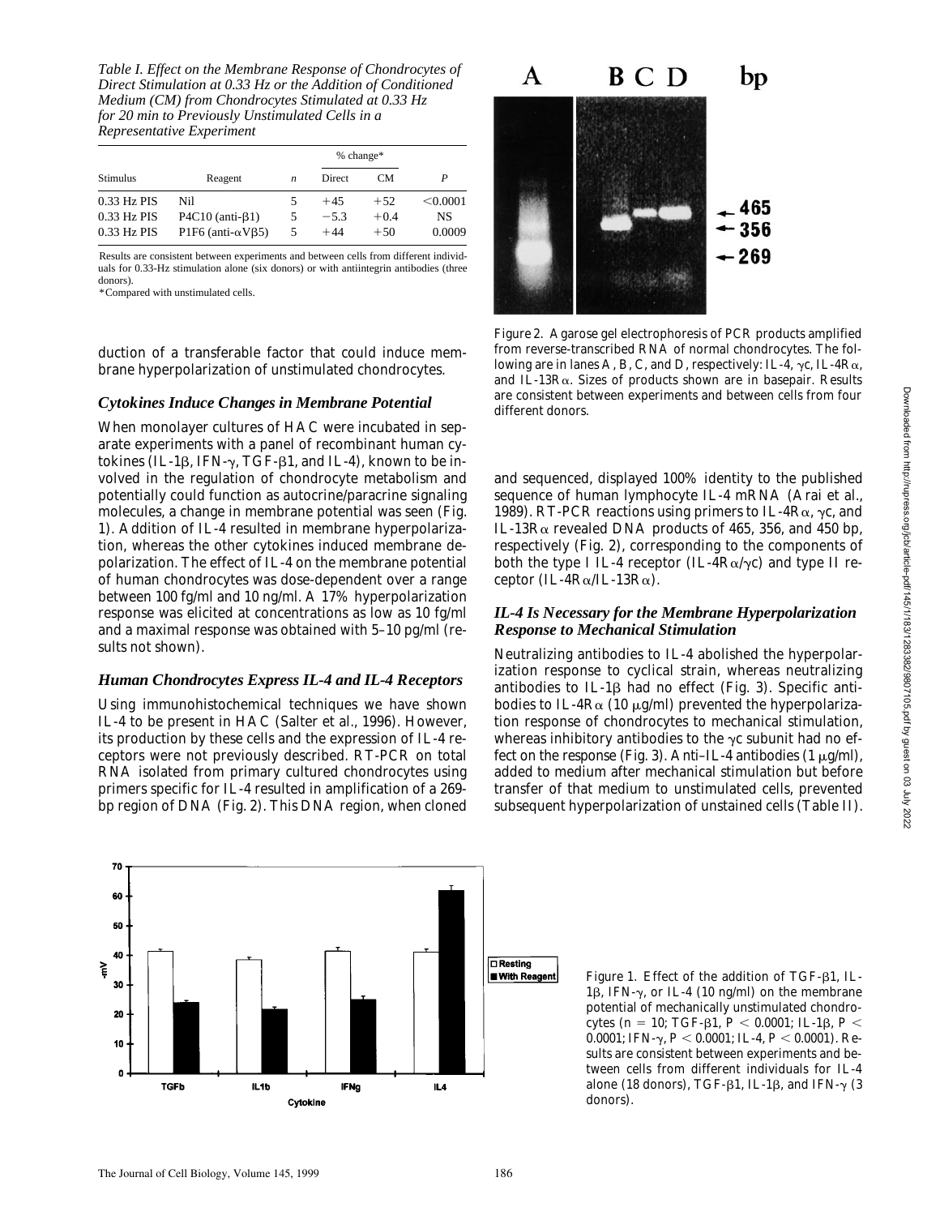*Table I. Effect on the Membrane Response of Chondrocytes of Direct Stimulation at 0.33 Hz or the Addition of Conditioned Medium (CM) from Chondrocytes Stimulated at 0.33 Hz for 20 min to Previously Unstimulated Cells in a Representative Experiment*

| Stimulus | Reagent | *n* | % change* | | *P* |
|---|---|---|---|---|---|
| | | | Direct | CM | |
| 0.33 Hz PIS | Nil | 5 | +45 | +52 | <0.0001 |
| 0.33 Hz PIS | P4C10 (anti-β1) | 5 | −5.3 | +0.4 | NS |
| 0.33 Hz PIS | P1F6 (anti-αVβ5) | 5 | +44 | +50 | 0.0009 |

Results are consistent between experiments and between cells from different individuals for 0.33-Hz stimulation alone (six donors) or with antiintegrin antibodies (three donors).

*Compared with unstimulated cells.

duction of a transferable factor that could induce membrane hyperpolarization of unstimulated chondrocytes.

### *Cytokines Induce Changes in Membrane Potential*

When monolayer cultures of HAC were incubated in separate experiments with a panel of recombinant human cytokines (IL-1β, IFN-γ, TGF-β1, and IL-4), known to be involved in the regulation of chondrocyte metabolism and potentially could function as autocrine/paracrine signaling molecules, a change in membrane potential was seen (Fig. 1). Addition of IL-4 resulted in membrane hyperpolarization, whereas the other cytokines induced membrane depolarization. The effect of IL-4 on the membrane potential of human chondrocytes was dose-dependent over a range between 100 fg/ml and 10 ng/ml. A 17% hyperpolarization response was elicited at concentrations as low as 10 fg/ml and a maximal response was obtained with 5–10 pg/ml (results not shown).

### *Human Chondrocytes Express IL-4 and IL-4 Receptors*

Using immunohistochemical techniques we have shown IL-4 to be present in HAC (Salter et al., 1996). However, its production by these cells and the expression of IL-4 receptors were not previously described. RT-PCR on total RNA isolated from primary cultured chondrocytes using primers specific for IL-4 resulted in amplification of a 269-bp region of DNA (Fig. 2). This DNA region, when cloned and sequenced, displayed 100% identity to the published sequence of human lymphocyte IL-4 mRNA (Arai et al., 1989). RT-PCR reactions using primers to IL-4Rα, γc, and IL-13Rα revealed DNA products of 465, 356, and 450 bp, respectively (Fig. 2), corresponding to the components of both the type I IL-4 receptor (IL-4Rα/γc) and type II receptor (IL-4Rα/IL-13Rα).

Figure 2. Agarose gel electrophoresis of PCR products amplified from reverse-transcribed RNA of normal chondrocytes. The following are in lanes A, B, C, and D, respectively: IL-4, γc, IL-4Rα, and IL-13Rα. Sizes of products shown are in basepair. Results are consistent between experiments and between cells from four different donors.

### *IL-4 Is Necessary for the Membrane Hyperpolarization Response to Mechanical Stimulation*

Neutralizing antibodies to IL-4 abolished the hyperpolarization response to cyclical strain, whereas neutralizing antibodies to IL-1β had no effect (Fig. 3). Specific antibodies to IL-4Rα (10 μg/ml) prevented the hyperpolarization response of chondrocytes to mechanical stimulation, whereas inhibitory antibodies to the γc subunit had no effect on the response (Fig. 3). Anti–IL-4 antibodies (1 μg/ml), added to medium after mechanical stimulation but before transfer of that medium to unstimulated cells, prevented subsequent hyperpolarization of unstained cells (Table II).

Figure 1. Effect of the addition of TGF-β1, IL-1β, IFN-γ, or IL-4 (10 ng/ml) on the membrane potential of mechanically unstimulated chondrocytes ($n = 10$; TGF-β1, $P < 0.0001$; IL-1β, $P < 0.0001$; IFN-γ, $P < 0.0001$; IL-4, $P < 0.0001$). Results are consistent between experiments and between cells from different individuals for IL-4 alone (18 donors), TGF-β1, IL-1β, and IFN-γ (3 donors).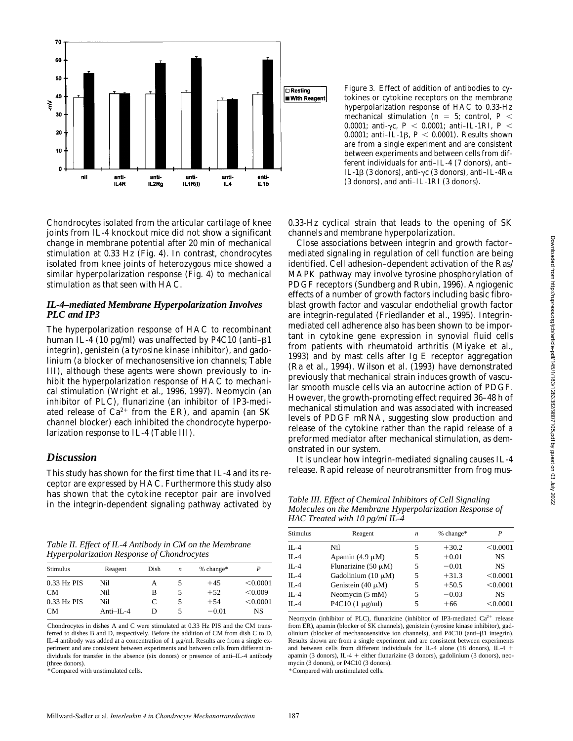Figure 3. Effect of addition of antibodies to cytokines or cytokine receptors on the membrane hyperpolarization response of HAC to 0.33-Hz mechanical stimulation ($n = 5$; control, $P < 0.0001$; anti-γc, $P < 0.0001$; anti–IL-1RI, $P < 0.0001$; anti–IL-1β, $P < 0.0001$). Results shown are from a single experiment and are consistent between experiments and between cells from different individuals for anti–IL-4 (7 donors), anti–IL-1β (3 donors), anti-γc (3 donors), anti–IL-4Rα (3 donors), and anti–IL-1RI (3 donors).

Chondrocytes isolated from the articular cartilage of knee joints from IL-4 knockout mice did not show a significant change in membrane potential after 20 min of mechanical stimulation at 0.33 Hz (Fig. 4). In contrast, chondrocytes isolated from knee joints of heterozygous mice showed a similar hyperpolarization response (Fig. 4) to mechanical stimulation as that seen with HAC.

### *IL-4–mediated Membrane Hyperpolarization Involves PLC and IP3*

The hyperpolarization response of HAC to recombinant human IL-4 (10 pg/ml) was unaffected by P4C10 (anti–β1 integrin), genistein (a tyrosine kinase inhibitor), and gadolinium (a blocker of mechanosensitive ion channels; Table III), although these agents were shown previously to inhibit the hyperpolarization response of HAC to mechanical stimulation (Wright et al., 1996, 1997). Neomycin (an inhibitor of PLC), flunarizine (an inhibitor of IP3-mediated release of $Ca^{2+}$ from the ER), and apamin (an SK channel blocker) each inhibited the chondrocyte hyperpolarization response to IL-4 (Table III).

## *Discussion*

This study has shown for the first time that IL-4 and its receptor are expressed by HAC. Furthermore this study also has shown that the cytokine receptor pair are involved in the integrin-dependent signaling pathway activated by 0.33-Hz cyclical strain that leads to the opening of SK channels and membrane hyperpolarization.

Close associations between integrin and growth factor–mediated signaling in regulation of cell function are being identified. Cell adhesion–dependent activation of the Ras/MAPK pathway may involve tyrosine phosphorylation of PDGF receptors (Sundberg and Rubin, 1996). Angiogenic effects of a number of growth factors including basic fibroblast growth factor and vascular endothelial growth factor are integrin-regulated (Friedlander et al., 1995). Integrin-mediated cell adherence also has been shown to be important in cytokine gene expression in synovial fluid cells from patients with rheumatoid arthritis (Miyake et al., 1993) and by mast cells after Ig E receptor aggregation (Ra et al., 1994). Wilson et al. (1993) have demonstrated previously that mechanical strain induces growth of vascular smooth muscle cells via an autocrine action of PDGF. However, the growth-promoting effect required 36–48 h of mechanical stimulation and was associated with increased levels of PDGF mRNA, suggesting slow production and release of the cytokine rather than the rapid release of a preformed mediator after mechanical stimulation, as demonstrated in our system.

It is unclear how integrin-mediated signaling causes IL-4 release. Rapid release of neurotransmitter from frog mus-

*Table II. Effect of IL-4 Antibody in CM on the Membrane Hyperpolarization Response of Chondrocytes*

| Stimulus | Reagent | Dish | $n$ | % change* | $P$ |
|---|---|---|---|---|---|
| 0.33 Hz PIS | Nil | A | 5 | +45 | <0.0001 |
| CM | Nil | B | 5 | +52 | <0.009 |
| 0.33 Hz PIS | Nil | C | 5 | +54 | <0.0001 |
| CM | Anti–IL-4 | D | 5 | −0.01 | NS |

Chondrocytes in dishes A and C were stimulated at 0.33 Hz PIS and the CM transferred to dishes B and D, respectively. Before the addition of CM from dish C to D, IL-4 antibody was added at a concentration of 1 μg/ml. Results are from a single experiment and are consistent between experiments and between cells from different individuals for transfer in the absence (six donors) or presence of anti–IL-4 antibody (three donors).

*Compared with unstimulated cells.

*Table III. Effect of Chemical Inhibitors of Cell Signaling Molecules on the Membrane Hyperpolarization Response of HAC Treated with 10 pg/ml IL-4*

| Stimulus | Reagent | $n$ | % change* | $P$ |
|---|---|---|---|---|
| IL-4 | Nil | 5 | +30.2 | <0.0001 |
| IL-4 | Apamin (4.9 μM) | 5 | +0.01 | NS |
| IL-4 | Flunarizine (50 μM) | 5 | −0.01 | NS |
| IL-4 | Gadolinium (10 μM) | 5 | +31.3 | <0.0001 |
| IL-4 | Genistein (40 μM) | 5 | +50.5 | <0.0001 |
| IL-4 | Neomycin (5 mM) | 5 | −0.03 | NS |
| IL-4 | P4C10 (1 μg/ml) | 5 | +66 | <0.0001 |

Neomycin (inhibitor of PLC), flunarizine (inhibitor of IP3-mediated $Ca^{2+}$ release from ER), apamin (blocker of SK channels), genistein (tyrosine kinase inhibitor), gadolinium (blocker of mechanosensitive ion channels), and P4C10 (anti–β1 integrin). Results shown are from a single experiment and are consistent between experiments and between cells from different individuals for IL-4 alone (18 donors), IL-4 + apamin (3 donors), IL-4 + either flunarizine (3 donors), gadolinium (3 donors), neomycin (3 donors), or P4C10 (3 donors).

*Compared with unstimulated cells.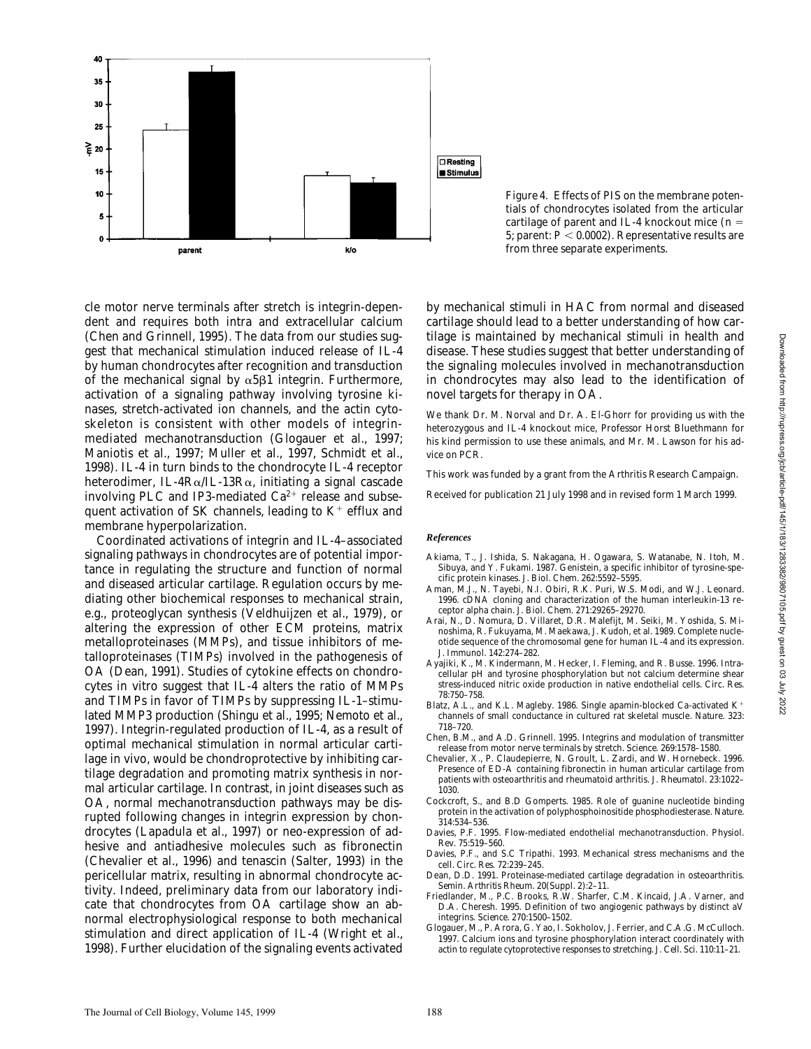Figure 4. Effects of PIS on the membrane potentials of chondrocytes isolated from the articular cartilage of parent and IL-4 knockout mice ($n = 5$; parent: $P < 0.0002$). Representative results are from three separate experiments.

cle motor nerve terminals after stretch is integrin-dependent and requires both intra and extracellular calcium (Chen and Grinnell, 1995). The data from our studies suggest that mechanical stimulation induced release of IL-4 by human chondrocytes after recognition and transduction of the mechanical signal by $\alpha 5\beta 1$ integrin. Furthermore, activation of a signaling pathway involving tyrosine kinases, stretch-activated ion channels, and the actin cytoskeleton is consistent with other models of integrin-mediated mechanotransduction (Glogauer et al., 1997; Maniotis et al., 1997; Muller et al., 1997, Schmidt et al., 1998). IL-4 in turn binds to the chondrocyte IL-4 receptor heterodimer, IL-4R$\alpha$/IL-13R$\alpha$, initiating a signal cascade involving PLC and IP3-mediated $Ca^{2+}$ release and subsequent activation of SK channels, leading to $K^+$ efflux and membrane hyperpolarization.

Coordinated activations of integrin and IL-4–associated signaling pathways in chondrocytes are of potential importance in regulating the structure and function of normal and diseased articular cartilage. Regulation occurs by mediating other biochemical responses to mechanical strain, e.g., proteoglycan synthesis (Veldhuijzen et al., 1979), or altering the expression of other ECM proteins, matrix metalloproteinases (MMPs), and tissue inhibitors of metalloproteinases (TIMPs) involved in the pathogenesis of OA (Dean, 1991). Studies of cytokine effects on chondrocytes in vitro suggest that IL-4 alters the ratio of MMPs and TIMPs in favor of TIMPs by suppressing IL-1–stimulated MMP3 production (Shingu et al., 1995; Nemoto et al., 1997). Integrin-regulated production of IL-4, as a result of optimal mechanical stimulation in normal articular cartilage in vivo, would be chondroprotective by inhibiting cartilage degradation and promoting matrix synthesis in normal articular cartilage. In contrast, in joint diseases such as OA, normal mechanotransduction pathways may be disrupted following changes in integrin expression by chondrocytes (Lapadula et al., 1997) or neo-expression of adhesive and antiadhesive molecules such as fibronectin (Chevalier et al., 1996) and tenascin (Salter, 1993) in the pericellular matrix, resulting in abnormal chondrocyte activity. Indeed, preliminary data from our laboratory indicate that chondrocytes from OA cartilage show an abnormal electrophysiological response to both mechanical stimulation and direct application of IL-4 (Wright et al., 1998). Further elucidation of the signaling events activated by mechanical stimuli in HAC from normal and diseased cartilage should lead to a better understanding of how cartilage is maintained by mechanical stimuli in health and disease. These studies suggest that better understanding of the signaling molecules involved in mechanotransduction in chondrocytes may also lead to the identification of novel targets for therapy in OA.

We thank Dr. M. Norval and Dr. A. El-Ghorr for providing us with the heterozygous and IL-4 knockout mice, Professor Horst Bluethmann for his kind permission to use these animals, and Mr. M. Lawson for his advice on PCR.

This work was funded by a grant from the Arthritis Research Campaign.

Received for publication 21 July 1998 and in revised form 1 March 1999.

### *References*

Akiama, T., J. Ishida, S. Nakagana, H. Ogawara, S. Watanabe, N. Itoh, M. Sibuya, and Y. Fukami. 1987. Genistein, a specific inhibitor of tyrosine-specific protein kinases. *J. Biol. Chem.* 262:5592–5595.

Aman, M.J., N. Tayebi, N.I. Obiri, R.K. Puri, W.S. Modi, and W.J. Leonard. 1996. cDNA cloning and characterization of the human interleukin-13 receptor alpha chain. *J. Biol. Chem.* 271:29265–29270.

Arai, N., D. Nomura, D. Villaret, D.R. Malefijt, M. Seiki, M. Yoshida, S. Minoshima, R. Fukuyama, M. Maekawa, J. Kudoh, et al. 1989. Complete nucleotide sequence of the chromosomal gene for human IL-4 and its expression. *J. Immunol.* 142:274–282.

Ayajiki, K., M. Kindermann, M. Hecker, I. Fleming, and R. Busse. 1996. Intracellular pH and tyrosine phosphorylation but not calcium determine shear stress-induced nitric oxide production in native endothelial cells. *Circ. Res.* 78:750–758.

Blatz, A.L., and K.L. Magleby. 1986. Single apamin-blocked Ca-activated $K^+$ channels of small conductance in cultured rat skeletal muscle. *Nature.* 323: 718–720.

Chen, B.M., and A.D. Grinnell. 1995. Integrins and modulation of transmitter release from motor nerve terminals by stretch. *Science.* 269:1578–1580.

Chevalier, X., P. Claudepierre, N. Groult, L. Zardi, and W. Hornebeck. 1996. Presence of ED-A containing fibronectin in human articular cartilage from patients with osteoarthritis and rheumatoid arthritis. *J. Rheumatol.* 23:1022–1030.

Cockcroft, S., and B.D Gomperts. 1985. Role of guanine nucleotide binding protein in the activation of polyphosphoinositide phosphodiesterase. *Nature.* 314:534–536.

Davies, P.F. 1995. Flow-mediated endothelial mechanotransduction. *Physiol. Rev.* 75:519–560.

Davies, P.F., and S.C Tripathi. 1993. Mechanical stress mechanisms and the cell. *Circ. Res.* 72:239–245.

Dean, D.D. 1991. Proteinase-mediated cartilage degradation in osteoarthritis. *Semin. Arthritis Rheum.* 20(Suppl. 2):2–11.

Friedlander, M., P.C. Brooks, R.W. Sharfer, C.M. Kincaid, J.A. Varner, and D.A. Cheresh. 1995. Definition of two angiogenic pathways by distinct aV integrins. *Science.* 270:1500–1502.

Glogauer, M., P. Arora, G. Yao, I. Sokholov, J. Ferrier, and C.A.G. McCulloch. 1997. Calcium ions and tyrosine phosphorylation interact coordinately with actin to regulate cytoprotective responses to stretching. *J. Cell. Sci.* 110:11–21.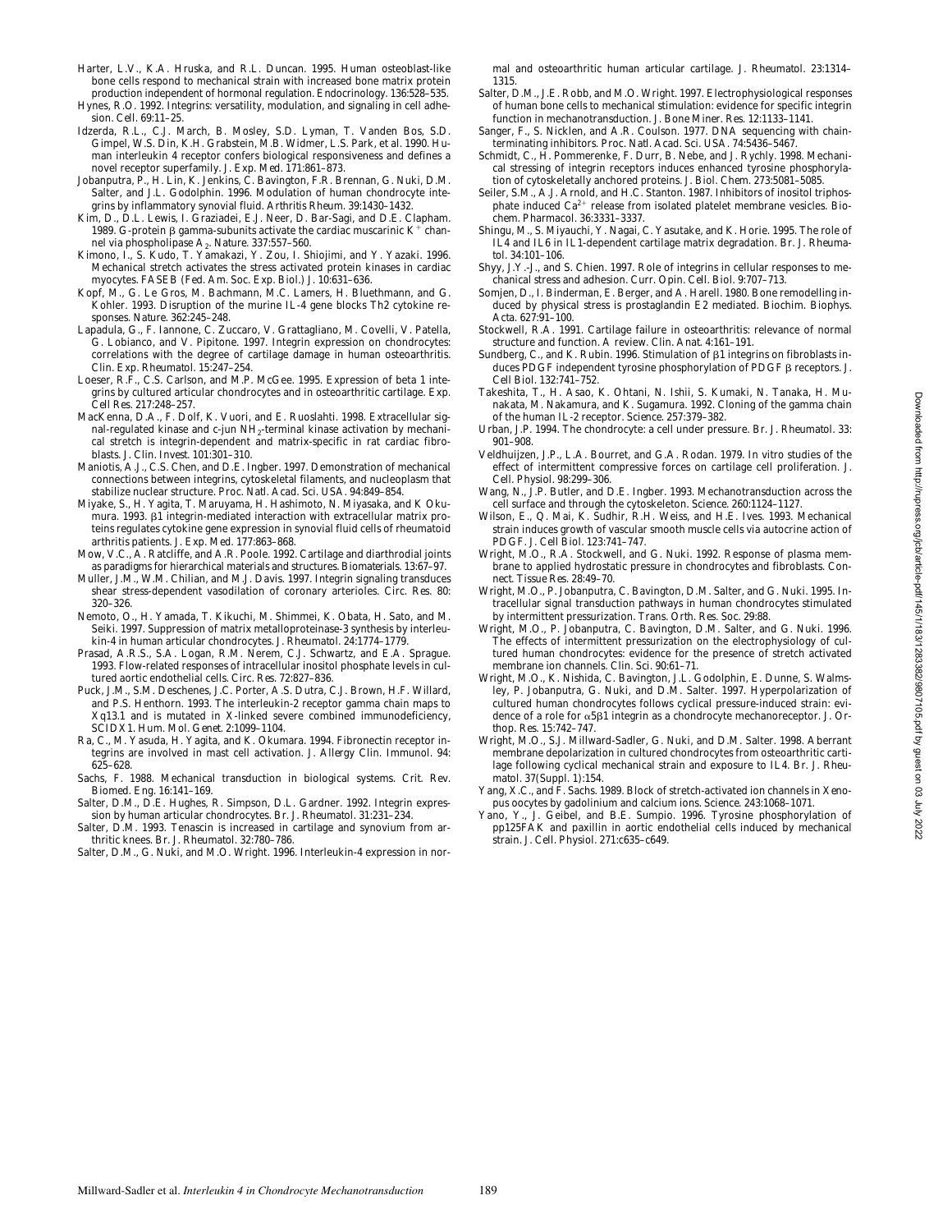Harter, L.V., K.A. Hruska, and R.L. Duncan. 1995. Human osteoblast-like bone cells respond to mechanical strain with increased bone matrix protein production independent of hormonal regulation. Endocrinology. 136:528–535.

Hynes, R.O. 1992. Integrins: versatility, modulation, and signaling in cell adhesion. Cell. 69:11–25.

Idzerda, R.L., C.J. March, B. Mosley, S.D. Lyman, T. Vanden Bos, S.D. Gimpel, W.S. Din, K.H. Grabstein, M.B. Widmer, L.S. Park, et al. 1990. Human interleukin 4 receptor confers biological responsiveness and defines a novel receptor superfamily. J. Exp. Med. 171:861–873.

Jobanputra, P., H. Lin, K. Jenkins, C. Bavington, F.R. Brennan, G. Nuki, D.M. Salter, and J.L. Godolphin. 1996. Modulation of human chondrocyte integrins by inflammatory synovial fluid. Arthritis Rheum. 39:1430–1432.

Kim, D., D.L. Lewis, I. Graziadei, E.J. Neer, D. Bar-Sagi, and D.E. Clapham. 1989. G-protein β gamma-subunits activate the cardiac muscarinic $K^+$ channel via phospholipase $A_2$. Nature. 337:557–560.

Kimono, I., S. Kudo, T. Yamakazi, Y. Zou, I. Shiojimi, and Y. Yazaki. 1996. Mechanical stretch activates the stress activated protein kinases in cardiac myocytes. FASEB (Fed. Am. Soc. Exp. Biol.) J. 10:631–636.

Kopf, M., G. Le Gros, M. Bachmann, M.C. Lamers, H. Bluethmann, and G. Kohler. 1993. Disruption of the murine IL-4 gene blocks Th2 cytokine responses. Nature. 362:245–248.

Lapadula, G., F. Iannone, C. Zuccaro, V. Grattagliano, M. Covelli, V. Patella, G. Lobianco, and V. Pipitone. 1997. Integrin expression on chondrocytes: correlations with the degree of cartilage damage in human osteoarthritis. Clin. Exp. Rheumatol. 15:247–254.

Loeser, R.F., C.S. Carlson, and M.P. McGee. 1995. Expression of beta 1 integrins by cultured articular chondrocytes and in osteoarthritic cartilage. Exp. Cell Res. 217:248–257.

MacKenna, D.A., F. Dolf, K. Vuori, and E. Ruoslahti. 1998. Extracellular signal-regulated kinase and c-jun $NH_2$-terminal kinase activation by mechanical stretch is integrin-dependent and matrix-specific in rat cardiac fibroblasts. J. Clin. Invest. 101:301–310.

Maniotis, A.J., C.S. Chen, and D.E. Ingber. 1997. Demonstration of mechanical connections between integrins, cytoskeletal filaments, and nucleoplasm that stabilize nuclear structure. Proc. Natl. Acad. Sci. USA. 94:849–854.

Miyake, S., H. Yagita, T. Maruyama, H. Hashimoto, N. Miyasaka, and K Okumura. 1993. β1 integrin-mediated interaction with extracellular matrix proteins regulates cytokine gene expression in synovial fluid cells of rheumatoid arthritis patients. J. Exp. Med. 177:863–868.

Mow, V.C., A. Ratcliffe, and A.R. Poole. 1992. Cartilage and diarthrodial joints as paradigms for hierarchical materials and structures. Biomaterials. 13:67–97.

Muller, J.M., W.M. Chilian, and M.J. Davis. 1997. Integrin signaling transduces shear stress-dependent vasodilation of coronary arterioles. Circ. Res. 80: 320–326.

Nemoto, O., H. Yamada, T. Kikuchi, M. Shimmei, K. Obata, H. Sato, and M. Seiki. 1997. Suppression of matrix metalloproteinase-3 synthesis by interleukin-4 in human articular chondrocytes. J. Rheumatol. 24:1774–1779.

Prasad, A.R.S., S.A. Logan, R.M. Nerem, C.J. Schwartz, and E.A. Sprague. 1993. Flow-related responses of intracellular inositol phosphate levels in cultured aortic endothelial cells. Circ. Res. 72:827–836.

Puck, J.M., S.M. Deschenes, J.C. Porter, A.S. Dutra, C.J. Brown, H.F. Willard, and P.S. Henthorn. 1993. The interleukin-2 receptor gamma chain maps to Xq13.1 and is mutated in X-linked severe combined immunodeficiency, SCIDX1. Hum. Mol. Genet. 2:1099–1104.

Ra, C., M. Yasuda, H. Yagita, and K. Okumura. 1994. Fibronectin receptor integrins are involved in mast cell activation. J. Allergy Clin. Immunol. 94: 625–628.

Sachs, F. 1988. Mechanical transduction in biological systems. Crit. Rev. Biomed. Eng. 16:141–169.

Salter, D.M., D.E. Hughes, R. Simpson, D.L. Gardner. 1992. Integrin expression by human articular chondrocytes. Br. J. Rheumatol. 31:231–234.

Salter, D.M. 1993. Tenascin is increased in cartilage and synovium from arthritic knees. Br. J. Rheumatol. 32:780–786.

Salter, D.M., G. Nuki, and M.O. Wright. 1996. Interleukin-4 expression in normal and osteoarthritic human articular cartilage. J. Rheumatol. 23:1314–1315.

Salter, D.M., J.E. Robb, and M.O. Wright. 1997. Electrophysiological responses of human bone cells to mechanical stimulation: evidence for specific integrin function in mechanotransduction. J. Bone Miner. Res. 12:1133–1141.

Sanger, F., S. Nicklen, and A.R. Coulson. 1977. DNA sequencing with chain-terminating inhibitors. Proc. Natl. Acad. Sci. USA. 74:5436–5467.

Schmidt, C., H. Pommerenke, F. Durr, B. Nebe, and J. Rychly. 1998. Mechanical stressing of integrin receptors induces enhanced tyrosine phosphorylation of cytoskeletally anchored proteins. J. Biol. Chem. 273:5081–5085.

Seiler, S.M., A.J. Arnold, and H.C. Stanton. 1987. Inhibitors of inositol triphosphate induced $Ca^{2+}$ release from isolated platelet membrane vesicles. Biochem. Pharmacol. 36:3331–3337.

Shingu, M., S. Miyauchi, Y. Nagai, C. Yasutake, and K. Horie. 1995. The role of IL4 and IL6 in IL1-dependent cartilage matrix degradation. Br. J. Rheumatol. 34:101–106.

Shyy, J.Y.-J., and S. Chien. 1997. Role of integrins in cellular responses to mechanical stress and adhesion. Curr. Opin. Cell. Biol. 9:707–713.

Somjen, D., I. Binderman, E. Berger, and A. Harell. 1980. Bone remodelling induced by physical stress is prostaglandin E2 mediated. Biochim. Biophys. Acta. 627:91–100.

Stockwell, R.A. 1991. Cartilage failure in osteoarthritis: relevance of normal structure and function. A review. Clin. Anat. 4:161–191.

Sundberg, C., and K. Rubin. 1996. Stimulation of β1 integrins on fibroblasts induces PDGF independent tyrosine phosphorylation of PDGF β receptors. J. Cell Biol. 132:741–752.

Takeshita, T., H. Asao, K. Ohtani, N. Ishii, S. Kumaki, N. Tanaka, H. Munakata, M. Nakamura, and K. Sugamura. 1992. Cloning of the gamma chain of the human IL-2 receptor. Science. 257:379–382.

Urban, J.P. 1994. The chondrocyte: a cell under pressure. Br. J. Rheumatol. 33: 901–908.

Veldhuijzen, J.P., L.A. Bourret, and G.A. Rodan. 1979. In vitro studies of the effect of intermittent compressive forces on cartilage cell proliferation. J. Cell. Physiol. 98:299–306.

Wang, N., J.P. Butler, and D.E. Ingber. 1993. Mechanotransduction across the cell surface and through the cytoskeleton. Science. 260:1124–1127.

Wilson, E., Q. Mai, K. Sudhir, R.H. Weiss, and H.E. Ives. 1993. Mechanical strain induces growth of vascular smooth muscle cells via autocrine action of PDGF. J. Cell Biol. 123:741–747.

Wright, M.O., R.A. Stockwell, and G. Nuki. 1992. Response of plasma membrane to applied hydrostatic pressure in chondrocytes and fibroblasts. Connect. Tissue Res. 28:49–70.

Wright, M.O., P. Jobanputra, C. Bavington, D.M. Salter, and G. Nuki. 1995. Intracellular signal transduction pathways in human chondrocytes stimulated by intermittent pressurization. Trans. Orth. Res. Soc. 29:88.

Wright, M.O., P. Jobanputra, C. Bavington, D.M. Salter, and G. Nuki. 1996. The effects of intermittent pressurization on the electrophysiology of cultured human chondrocytes: evidence for the presence of stretch activated membrane ion channels. Clin. Sci. 90:61–71.

Wright, M.O., K. Nishida, C. Bavington, J.L. Godolphin, E. Dunne, S. Walmsley, P. Jobanputra, G. Nuki, and D.M. Salter. 1997. Hyperpolarization of cultured human chondrocytes follows cyclical pressure-induced strain: evidence of a role for α5β1 integrin as a chondrocyte mechanoreceptor. J. Orthop. Res. 15:742–747.

Wright, M.O., S.J. Millward-Sadler, G. Nuki, and D.M. Salter. 1998. Aberrant membrane depolarization in cultured chondrocytes from osteoarthritic cartilage following cyclical mechanical strain and exposure to IL4. Br. J. Rheumatol. 37(Suppl. 1):154.

Yang, X.C., and F. Sachs. 1989. Block of stretch-activated ion channels in Xenopus oocytes by gadolinium and calcium ions. Science. 243:1068–1071.

Yano, Y., J. Geibel, and B.E. Sumpio. 1996. Tyrosine phosphorylation of pp125FAK and paxillin in aortic endothelial cells induced by mechanical strain. J. Cell. Physiol. 271:c635–c649.